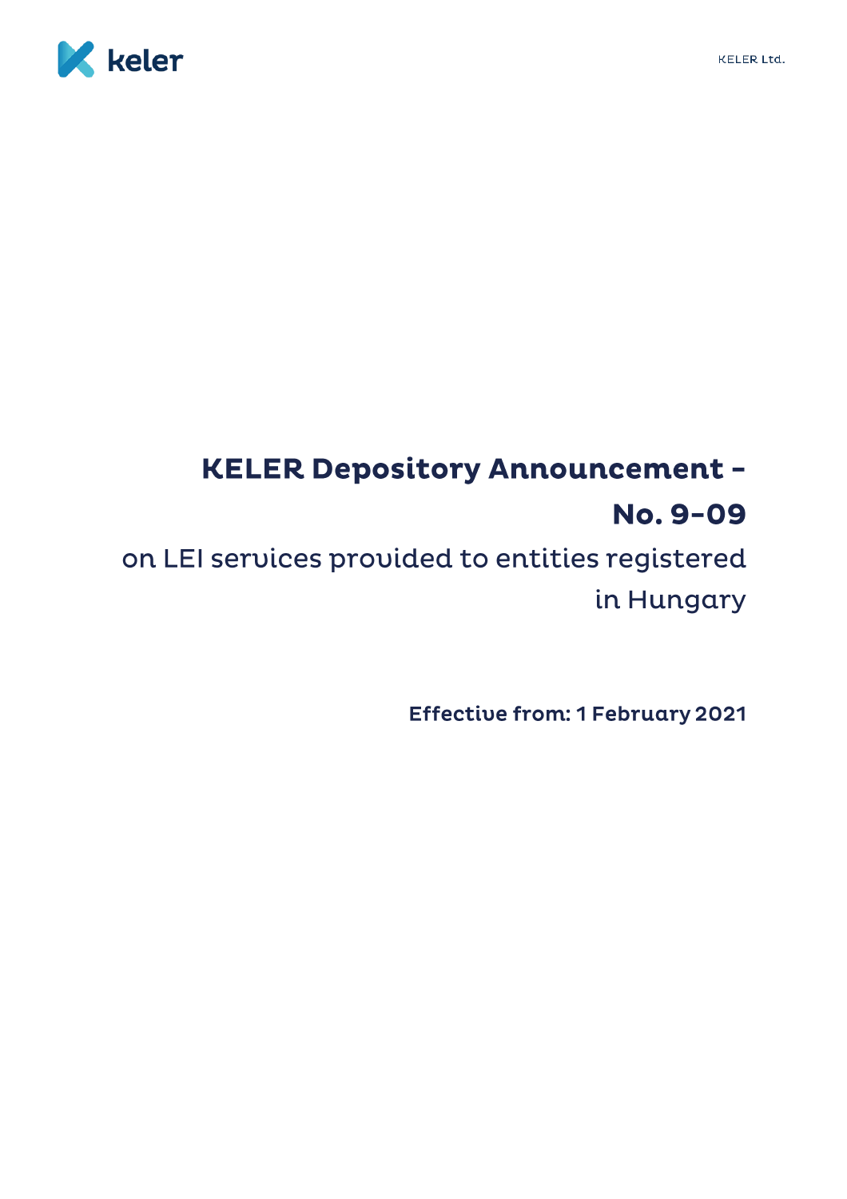# KELER Depository Announcement – No. 9-09

## on LEI services provided to entities registered in Hungary

**Effective from: 1 February 2021**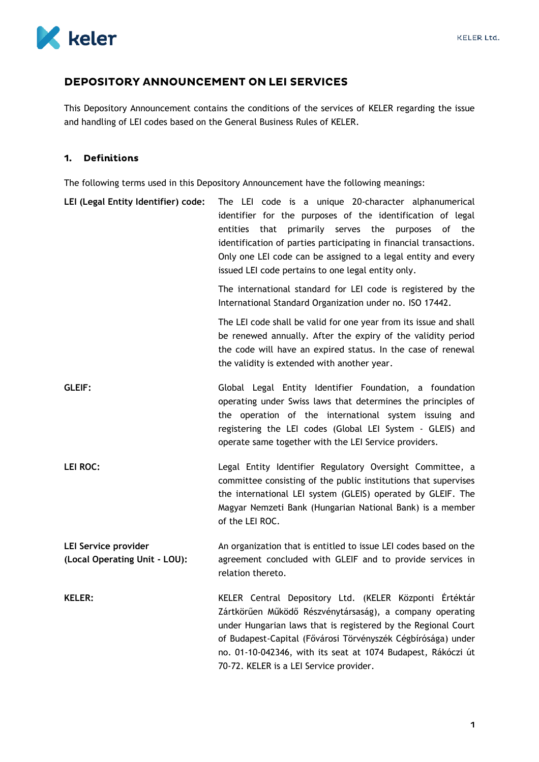## DEPOSITORY ANNOUNCEMENT ON LEI SERVICES

This Depository Announcement contains the conditions of the services of KELER regarding the issue and handling of LEI codes based on the General Business Rules of KELER.

### 1. Definitions

The following terms used in this Depository Announcement have the following meanings:

**LEI (Legal Entity Identifier) code:** The LEI code is a unique 20-character alphanumerical identifier for the purposes of the identification of legal entities that primarily serves the purposes of the identification of parties participating in financial transactions. Only one LEI code can be assigned to a legal entity and every issued LEI code pertains to one legal entity only.

The international standard for LEI code is registered by the International Standard Organization under no. ISO 17442.

The LEI code shall be valid for one year from its issue and shall be renewed annually. After the expiry of the validity period the code will have an expired status. In the case of renewal the validity is extended with another year.

**GLEIF:** Global Legal Entity Identifier Foundation, a foundation operating under Swiss laws that determines the principles of the operation of the international system issuing and registering the LEI codes (Global LEI System - GLEIS) and operate same together with the LEI Service providers.

**LEI ROC:** Legal Entity Identifier Regulatory Oversight Committee, a committee consisting of the public institutions that supervises the international LEI system (GLEIS) operated by GLEIF. The Magyar Nemzeti Bank (Hungarian National Bank) is a member of the LEI ROC.

**LEI Service provider (Local Operating Unit - LOU):** An organization that is entitled to issue LEI codes based on the agreement concluded with GLEIF and to provide services in relation thereto.

**KELER:** KELER Central Depository Ltd. (KELER Központi Értéktár Zártkörűen Működő Részvénytársaság), a company operating under Hungarian laws that is registered by the Regional Court of Budapest-Capital (Fővárosi Törvényszék Cégbírósága) under no. 01-10-042346, with its seat at 1074 Budapest, Rákóczi út 70-72. KELER is a LEI Service provider.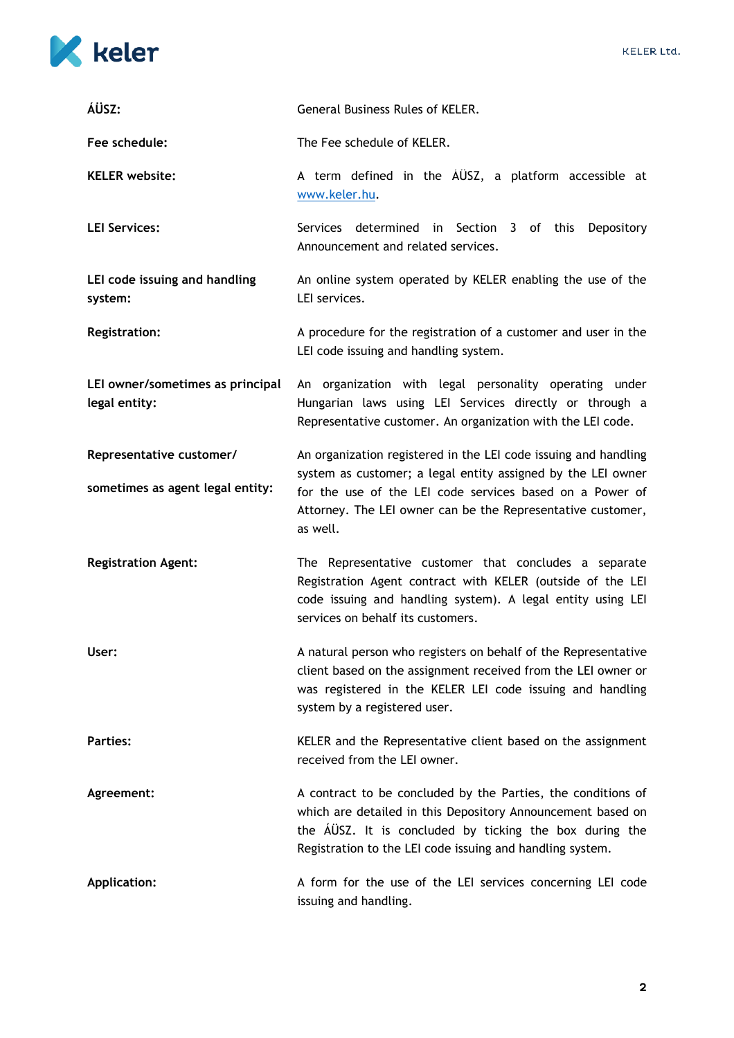**ÁÜSZ:** General Business Rules of KELER.

**Fee schedule:** The Fee schedule of KELER.

**KELER website:** A term defined in the ÁÜSZ, a platform accessible at [www.keler.hu](http://www.keler.hu).

**LEI Services:** Services determined in Section 3 of this Depository Announcement and related services.

**LEI code issuing and handling system:** An online system operated by KELER enabling the use of the LEI services.

**Registration:** A procedure for the registration of a customer and user in the LEI code issuing and handling system.

**LEI owner/sometimes as principal legal entity:** An organization with legal personality operating under Hungarian laws using LEI Services directly or through a Representative customer. An organization with the LEI code.

**Representative customer/ sometimes as agent legal entity:** An organization registered in the LEI code issuing and handling system as customer; a legal entity assigned by the LEI owner for the use of the LEI code services based on a Power of Attorney. The LEI owner can be the Representative customer, as well.

**Registration Agent:** The Representative customer that concludes a separate Registration Agent contract with KELER (outside of the LEI code issuing and handling system). A legal entity using LEI services on behalf its customers.

**User:** A natural person who registers on behalf of the Representative client based on the assignment received from the LEI owner or was registered in the KELER LEI code issuing and handling system by a registered user.

**Parties:** KELER and the Representative client based on the assignment received from the LEI owner.

**Agreement:** A contract to be concluded by the Parties, the conditions of which are detailed in this Depository Announcement based on the ÁÜSZ. It is concluded by ticking the box during the Registration to the LEI code issuing and handling system.

**Application:** A form for the use of the LEI services concerning LEI code issuing and handling.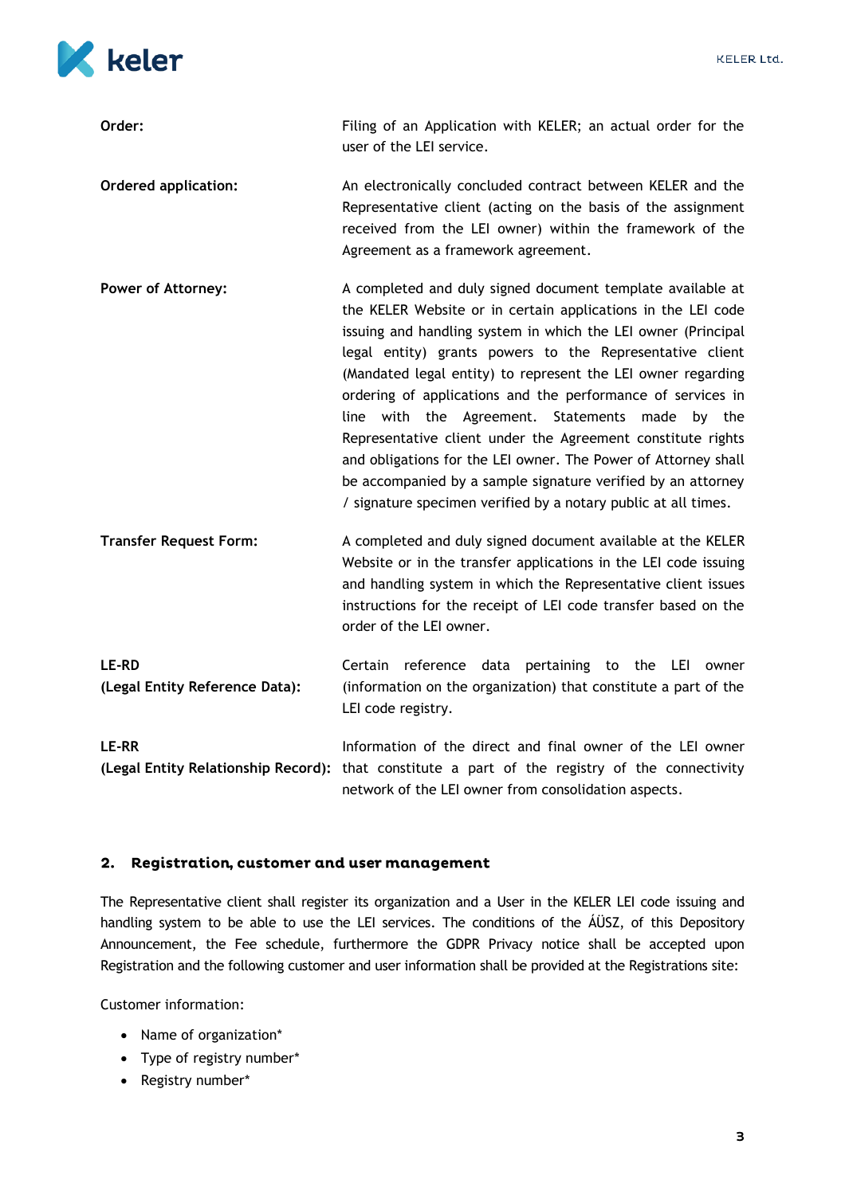**Order:** Filing of an Application with KELER; an actual order for the user of the LEI service.

**Ordered application:** An electronically concluded contract between KELER and the Representative client (acting on the basis of the assignment received from the LEI owner) within the framework of the Agreement as a framework agreement.

**Power of Attorney:** A completed and duly signed document template available at the KELER Website or in certain applications in the LEI code issuing and handling system in which the LEI owner (Principal legal entity) grants powers to the Representative client (Mandated legal entity) to represent the LEI owner regarding ordering of applications and the performance of services in line with the Agreement. Statements made by the Representative client under the Agreement constitute rights and obligations for the LEI owner. The Power of Attorney shall be accompanied by a sample signature verified by an attorney / signature specimen verified by a notary public at all times.

**Transfer Request Form:** A completed and duly signed document available at the KELER Website or in the transfer applications in the LEI code issuing and handling system in which the Representative client issues instructions for the receipt of LEI code transfer based on the order of the LEI owner.

**LE-RD (Legal Entity Reference Data):** Certain reference data pertaining to the LEI owner (information on the organization) that constitute a part of the LEI code registry.

**LE-RR (Legal Entity Relationship Record):** Information of the direct and final owner of the LEI owner that constitute a part of the registry of the connectivity network of the LEI owner from consolidation aspects.

## 2. Registration, customer and user management

The Representative client shall register its organization and a User in the KELER LEI code issuing and handling system to be able to use the LEI services. The conditions of the ÁÜSZ, of this Depository Announcement, the Fee schedule, furthermore the GDPR Privacy notice shall be accepted upon Registration and the following customer and user information shall be provided at the Registrations site:

Customer information:

- Name of organization*
- Type of registry number*
- Registry number*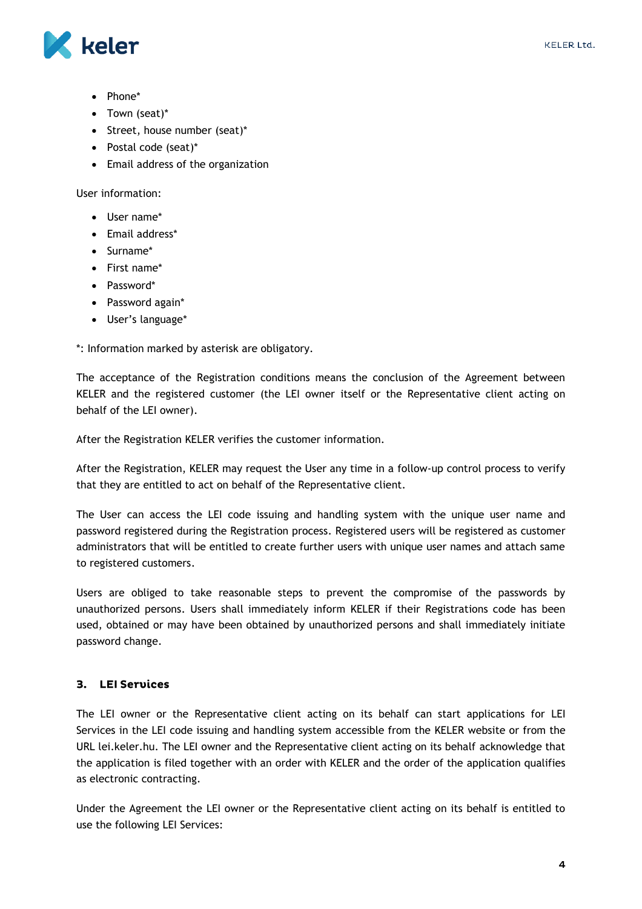- Phone*
- Town (seat)*
- Street, house number (seat)*
- Postal code (seat)*
- Email address of the organization

User information:

- User name*
- Email address*
- Surname*
- First name*
- Password*
- Password again*
- User's language*

*: Information marked by asterisk are obligatory.

The acceptance of the Registration conditions means the conclusion of the Agreement between KELER and the registered customer (the LEI owner itself or the Representative client acting on behalf of the LEI owner).

After the Registration KELER verifies the customer information.

After the Registration, KELER may request the User any time in a follow-up control process to verify that they are entitled to act on behalf of the Representative client.

The User can access the LEI code issuing and handling system with the unique user name and password registered during the Registration process. Registered users will be registered as customer administrators that will be entitled to create further users with unique user names and attach same to registered customers.

Users are obliged to take reasonable steps to prevent the compromise of the passwords by unauthorized persons. Users shall immediately inform KELER if their Registrations code has been used, obtained or may have been obtained by unauthorized persons and shall immediately initiate password change.

## 3. LEI Services

The LEI owner or the Representative client acting on its behalf can start applications for LEI Services in the LEI code issuing and handling system accessible from the KELER website or from the URL lei.keler.hu. The LEI owner and the Representative client acting on its behalf acknowledge that the application is filed together with an order with KELER and the order of the application qualifies as electronic contracting.

Under the Agreement the LEI owner or the Representative client acting on its behalf is entitled to use the following LEI Services: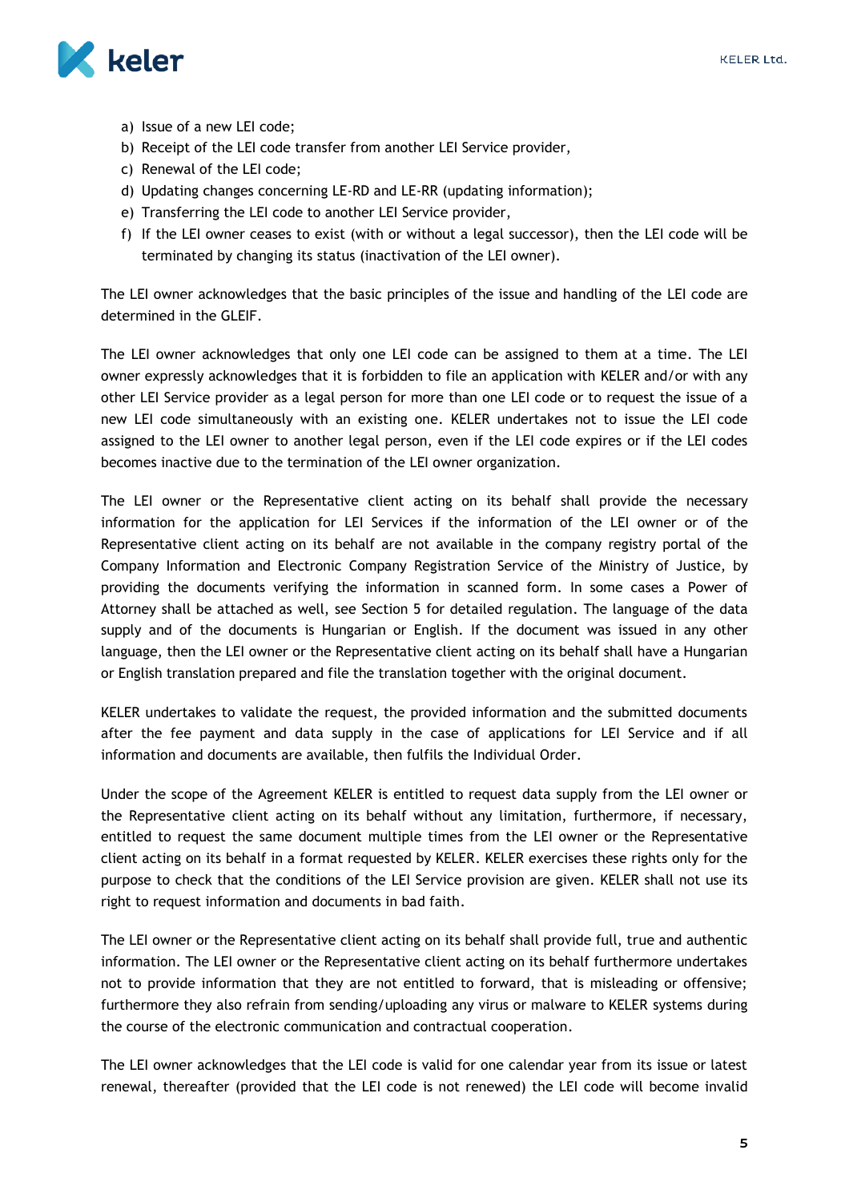a) Issue of a new LEI code;
b) Receipt of the LEI code transfer from another LEI Service provider,
c) Renewal of the LEI code;
d) Updating changes concerning LE-RD and LE-RR (updating information);
e) Transferring the LEI code to another LEI Service provider,
f) If the LEI owner ceases to exist (with or without a legal successor), then the LEI code will be terminated by changing its status (inactivation of the LEI owner).

The LEI owner acknowledges that the basic principles of the issue and handling of the LEI code are determined in the GLEIF.

The LEI owner acknowledges that only one LEI code can be assigned to them at a time. The LEI owner expressly acknowledges that it is forbidden to file an application with KELER and/or with any other LEI Service provider as a legal person for more than one LEI code or to request the issue of a new LEI code simultaneously with an existing one. KELER undertakes not to issue the LEI code assigned to the LEI owner to another legal person, even if the LEI code expires or if the LEI codes becomes inactive due to the termination of the LEI owner organization.

The LEI owner or the Representative client acting on its behalf shall provide the necessary information for the application for LEI Services if the information of the LEI owner or of the Representative client acting on its behalf are not available in the company registry portal of the Company Information and Electronic Company Registration Service of the Ministry of Justice, by providing the documents verifying the information in scanned form. In some cases a Power of Attorney shall be attached as well, see Section 5 for detailed regulation. The language of the data supply and of the documents is Hungarian or English. If the document was issued in any other language, then the LEI owner or the Representative client acting on its behalf shall have a Hungarian or English translation prepared and file the translation together with the original document.

KELER undertakes to validate the request, the provided information and the submitted documents after the fee payment and data supply in the case of applications for LEI Service and if all information and documents are available, then fulfils the Individual Order.

Under the scope of the Agreement KELER is entitled to request data supply from the LEI owner or the Representative client acting on its behalf without any limitation, furthermore, if necessary, entitled to request the same document multiple times from the LEI owner or the Representative client acting on its behalf in a format requested by KELER. KELER exercises these rights only for the purpose to check that the conditions of the LEI Service provision are given. KELER shall not use its right to request information and documents in bad faith.

The LEI owner or the Representative client acting on its behalf shall provide full, true and authentic information. The LEI owner or the Representative client acting on its behalf furthermore undertakes not to provide information that they are not entitled to forward, that is misleading or offensive; furthermore they also refrain from sending/uploading any virus or malware to KELER systems during the course of the electronic communication and contractual cooperation.

The LEI owner acknowledges that the LEI code is valid for one calendar year from its issue or latest renewal, thereafter (provided that the LEI code is not renewed) the LEI code will become invalid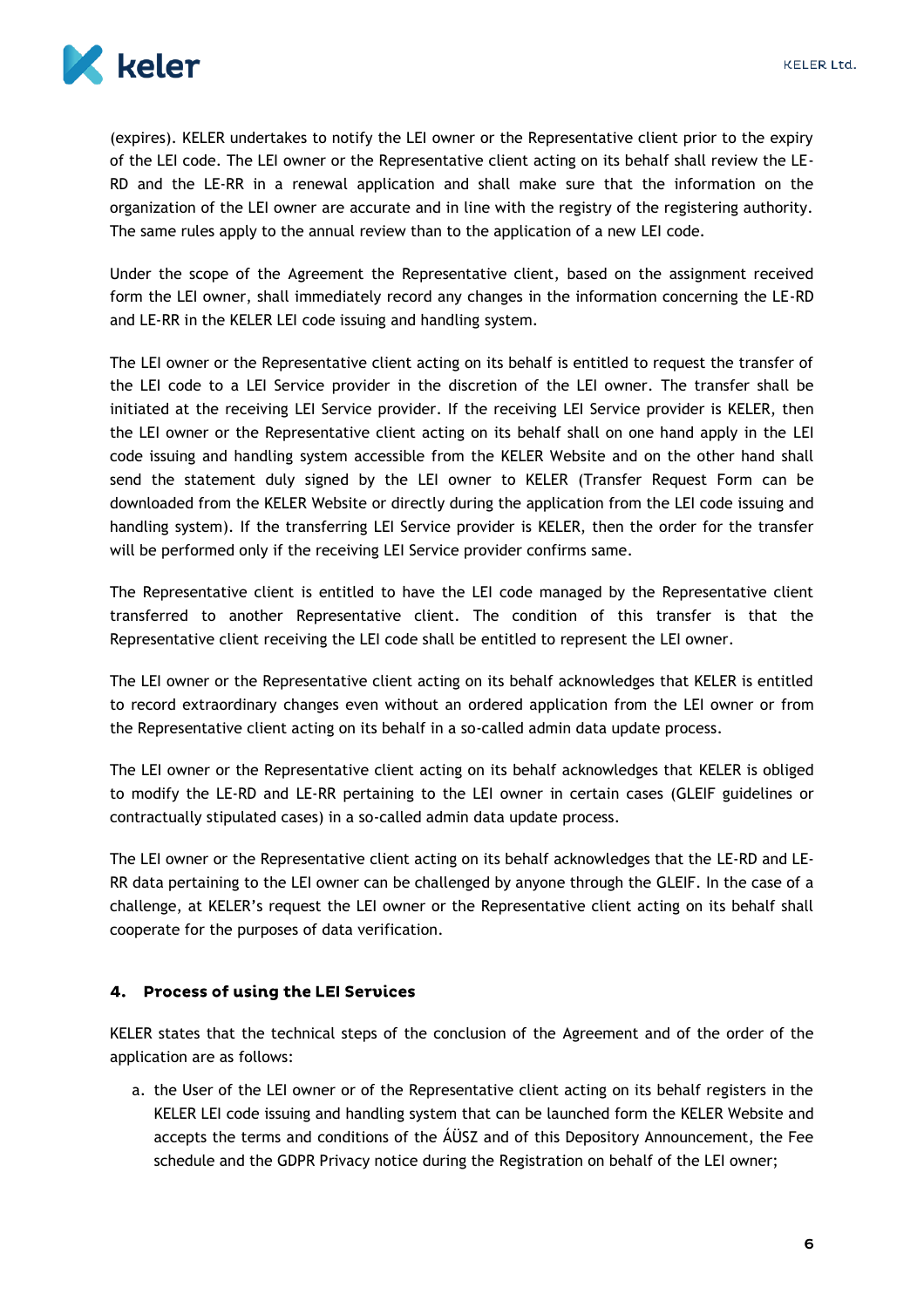(expires). KELER undertakes to notify the LEI owner or the Representative client prior to the expiry of the LEI code. The LEI owner or the Representative client acting on its behalf shall review the LE-RD and the LE-RR in a renewal application and shall make sure that the information on the organization of the LEI owner are accurate and in line with the registry of the registering authority. The same rules apply to the annual review than to the application of a new LEI code.

Under the scope of the Agreement the Representative client, based on the assignment received form the LEI owner, shall immediately record any changes in the information concerning the LE-RD and LE-RR in the KELER LEI code issuing and handling system.

The LEI owner or the Representative client acting on its behalf is entitled to request the transfer of the LEI code to a LEI Service provider in the discretion of the LEI owner. The transfer shall be initiated at the receiving LEI Service provider. If the receiving LEI Service provider is KELER, then the LEI owner or the Representative client acting on its behalf shall on one hand apply in the LEI code issuing and handling system accessible from the KELER Website and on the other hand shall send the statement duly signed by the LEI owner to KELER (Transfer Request Form can be downloaded from the KELER Website or directly during the application from the LEI code issuing and handling system). If the transferring LEI Service provider is KELER, then the order for the transfer will be performed only if the receiving LEI Service provider confirms same.

The Representative client is entitled to have the LEI code managed by the Representative client transferred to another Representative client. The condition of this transfer is that the Representative client receiving the LEI code shall be entitled to represent the LEI owner.

The LEI owner or the Representative client acting on its behalf acknowledges that KELER is entitled to record extraordinary changes even without an ordered application from the LEI owner or from the Representative client acting on its behalf in a so-called admin data update process.

The LEI owner or the Representative client acting on its behalf acknowledges that KELER is obliged to modify the LE-RD and LE-RR pertaining to the LEI owner in certain cases (GLEIF guidelines or contractually stipulated cases) in a so-called admin data update process.

The LEI owner or the Representative client acting on its behalf acknowledges that the LE-RD and LE-RR data pertaining to the LEI owner can be challenged by anyone through the GLEIF. In the case of a challenge, at KELER's request the LEI owner or the Representative client acting on its behalf shall cooperate for the purposes of data verification.

## 4. Process of using the LEI Services

KELER states that the technical steps of the conclusion of the Agreement and of the order of the application are as follows:

a. the User of the LEI owner or of the Representative client acting on its behalf registers in the KELER LEI code issuing and handling system that can be launched form the KELER Website and accepts the terms and conditions of the ÁÜSZ and of this Depository Announcement, the Fee schedule and the GDPR Privacy notice during the Registration on behalf of the LEI owner;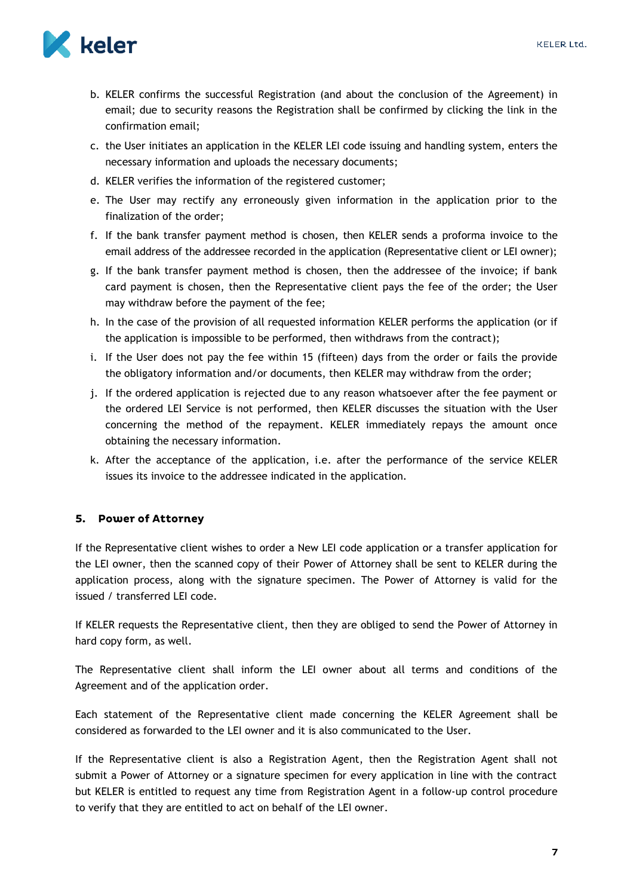b. KELER confirms the successful Registration (and about the conclusion of the Agreement) in email; due to security reasons the Registration shall be confirmed by clicking the link in the confirmation email;
c. the User initiates an application in the KELER LEI code issuing and handling system, enters the necessary information and uploads the necessary documents;
d. KELER verifies the information of the registered customer;
e. The User may rectify any erroneously given information in the application prior to the finalization of the order;
f. If the bank transfer payment method is chosen, then KELER sends a proforma invoice to the email address of the addressee recorded in the application (Representative client or LEI owner);
g. If the bank transfer payment method is chosen, then the addressee of the invoice; if bank card payment is chosen, then the Representative client pays the fee of the order; the User may withdraw before the payment of the fee;
h. In the case of the provision of all requested information KELER performs the application (or if the application is impossible to be performed, then withdraws from the contract);
i. If the User does not pay the fee within 15 (fifteen) days from the order or fails the provide the obligatory information and/or documents, then KELER may withdraw from the order;
j. If the ordered application is rejected due to any reason whatsoever after the fee payment or the ordered LEI Service is not performed, then KELER discusses the situation with the User concerning the method of the repayment. KELER immediately repays the amount once obtaining the necessary information.
k. After the acceptance of the application, i.e. after the performance of the service KELER issues its invoice to the addressee indicated in the application.

## 5. Power of Attorney

If the Representative client wishes to order a New LEI code application or a transfer application for the LEI owner, then the scanned copy of their Power of Attorney shall be sent to KELER during the application process, along with the signature specimen. The Power of Attorney is valid for the issued / transferred LEI code.

If KELER requests the Representative client, then they are obliged to send the Power of Attorney in hard copy form, as well.

The Representative client shall inform the LEI owner about all terms and conditions of the Agreement and of the application order.

Each statement of the Representative client made concerning the KELER Agreement shall be considered as forwarded to the LEI owner and it is also communicated to the User.

If the Representative client is also a Registration Agent, then the Registration Agent shall not submit a Power of Attorney or a signature specimen for every application in line with the contract but KELER is entitled to request any time from Registration Agent in a follow-up control procedure to verify that they are entitled to act on behalf of the LEI owner.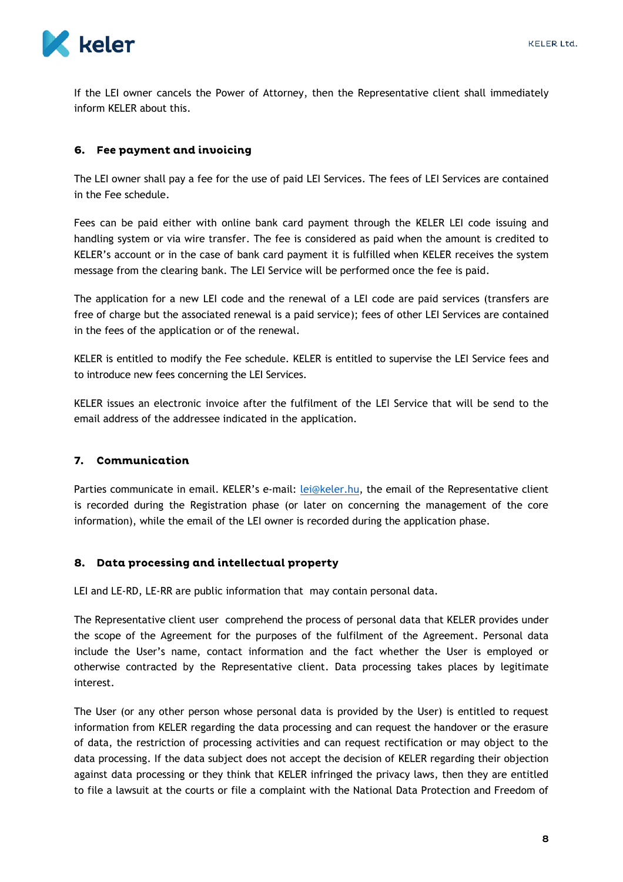If the LEI owner cancels the Power of Attorney, then the Representative client shall immediately inform KELER about this.

## 6. Fee payment and invoicing

The LEI owner shall pay a fee for the use of paid LEI Services. The fees of LEI Services are contained in the Fee schedule.

Fees can be paid either with online bank card payment through the KELER LEI code issuing and handling system or via wire transfer. The fee is considered as paid when the amount is credited to KELER's account or in the case of bank card payment it is fulfilled when KELER receives the system message from the clearing bank. The LEI Service will be performed once the fee is paid.

The application for a new LEI code and the renewal of a LEI code are paid services (transfers are free of charge but the associated renewal is a paid service); fees of other LEI Services are contained in the fees of the application or of the renewal.

KELER is entitled to modify the Fee schedule. KELER is entitled to supervise the LEI Service fees and to introduce new fees concerning the LEI Services.

KELER issues an electronic invoice after the fulfilment of the LEI Service that will be send to the email address of the addressee indicated in the application.

## 7. Communication

Parties communicate in email. KELER's e-mail: lei@keler.hu, the email of the Representative client is recorded during the Registration phase (or later on concerning the management of the core information), while the email of the LEI owner is recorded during the application phase.

## 8. Data processing and intellectual property

LEI and LE-RD, LE-RR are public information that may contain personal data.

The Representative client user comprehend the process of personal data that KELER provides under the scope of the Agreement for the purposes of the fulfilment of the Agreement. Personal data include the User's name, contact information and the fact whether the User is employed or otherwise contracted by the Representative client. Data processing takes places by legitimate interest.

The User (or any other person whose personal data is provided by the User) is entitled to request information from KELER regarding the data processing and can request the handover or the erasure of data, the restriction of processing activities and can request rectification or may object to the data processing. If the data subject does not accept the decision of KELER regarding their objection against data processing or they think that KELER infringed the privacy laws, then they are entitled to file a lawsuit at the courts or file a complaint with the National Data Protection and Freedom of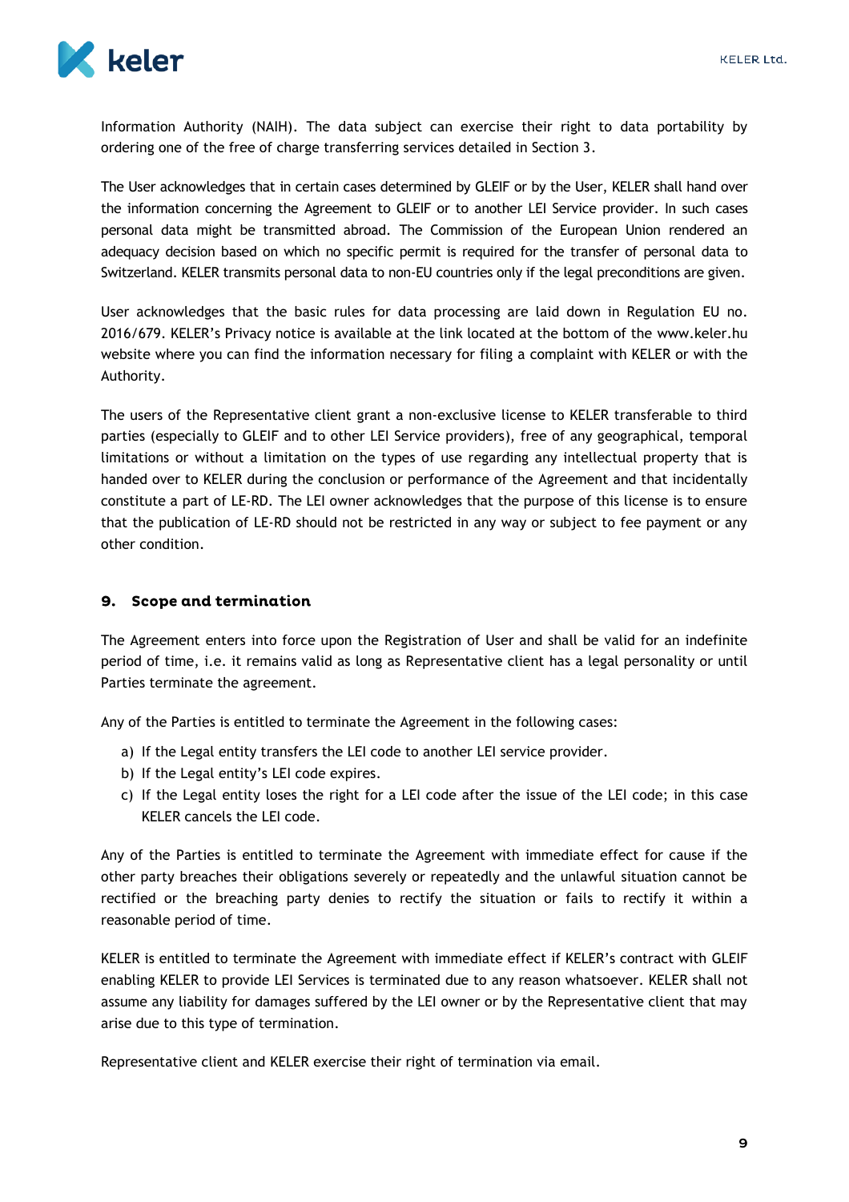Information Authority (NAIH). The data subject can exercise their right to data portability by ordering one of the free of charge transferring services detailed in Section 3.

The User acknowledges that in certain cases determined by GLEIF or by the User, KELER shall hand over the information concerning the Agreement to GLEIF or to another LEI Service provider. In such cases personal data might be transmitted abroad. The Commission of the European Union rendered an adequacy decision based on which no specific permit is required for the transfer of personal data to Switzerland. KELER transmits personal data to non-EU countries only if the legal preconditions are given.

User acknowledges that the basic rules for data processing are laid down in Regulation EU no. 2016/679. KELER's Privacy notice is available at the link located at the bottom of the www.keler.hu website where you can find the information necessary for filing a complaint with KELER or with the Authority.

The users of the Representative client grant a non-exclusive license to KELER transferable to third parties (especially to GLEIF and to other LEI Service providers), free of any geographical, temporal limitations or without a limitation on the types of use regarding any intellectual property that is handed over to KELER during the conclusion or performance of the Agreement and that incidentally constitute a part of LE-RD. The LEI owner acknowledges that the purpose of this license is to ensure that the publication of LE-RD should not be restricted in any way or subject to fee payment or any other condition.

## 9. Scope and termination

The Agreement enters into force upon the Registration of User and shall be valid for an indefinite period of time, i.e. it remains valid as long as Representative client has a legal personality or until Parties terminate the agreement.

Any of the Parties is entitled to terminate the Agreement in the following cases:

a) If the Legal entity transfers the LEI code to another LEI service provider.
b) If the Legal entity's LEI code expires.
c) If the Legal entity loses the right for a LEI code after the issue of the LEI code; in this case KELER cancels the LEI code.

Any of the Parties is entitled to terminate the Agreement with immediate effect for cause if the other party breaches their obligations severely or repeatedly and the unlawful situation cannot be rectified or the breaching party denies to rectify the situation or fails to rectify it within a reasonable period of time.

KELER is entitled to terminate the Agreement with immediate effect if KELER's contract with GLEIF enabling KELER to provide LEI Services is terminated due to any reason whatsoever. KELER shall not assume any liability for damages suffered by the LEI owner or by the Representative client that may arise due to this type of termination.

Representative client and KELER exercise their right of termination via email.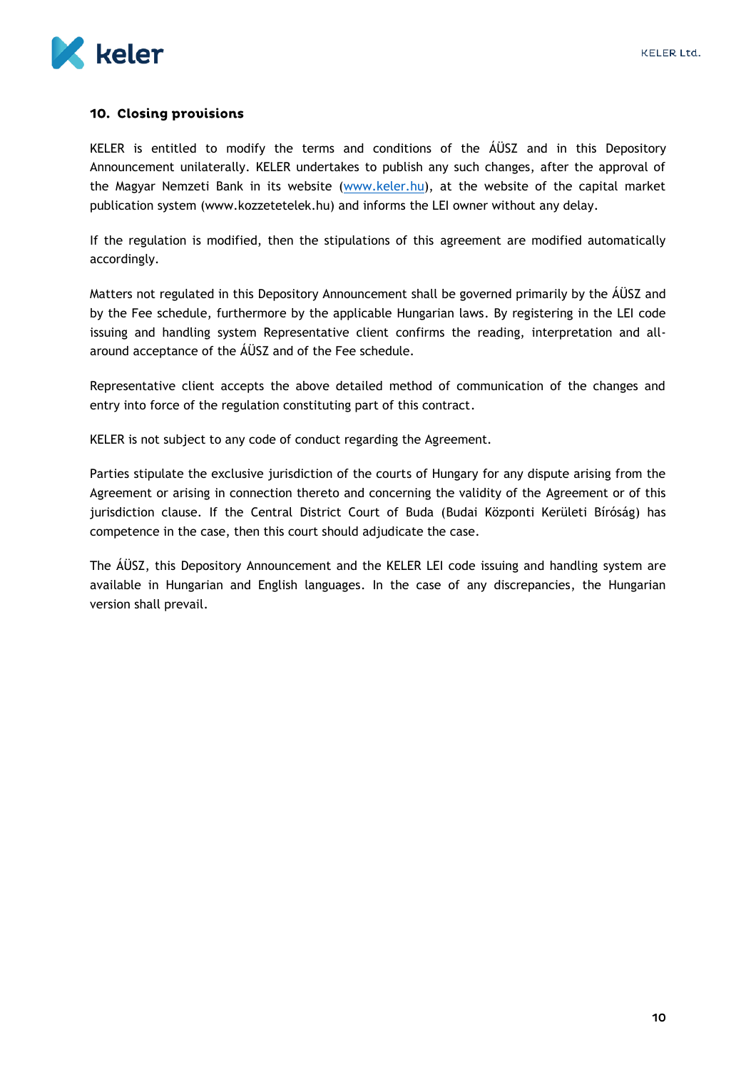## 10. Closing provisions

KELER is entitled to modify the terms and conditions of the ÁÜSZ and in this Depository Announcement unilaterally. KELER undertakes to publish any such changes, after the approval of the Magyar Nemzeti Bank in its website (www.keler.hu), at the website of the capital market publication system (www.kozzetetelek.hu) and informs the LEI owner without any delay.

If the regulation is modified, then the stipulations of this agreement are modified automatically accordingly.

Matters not regulated in this Depository Announcement shall be governed primarily by the ÁÜSZ and by the Fee schedule, furthermore by the applicable Hungarian laws. By registering in the LEI code issuing and handling system Representative client confirms the reading, interpretation and all-around acceptance of the ÁÜSZ and of the Fee schedule.

Representative client accepts the above detailed method of communication of the changes and entry into force of the regulation constituting part of this contract.

KELER is not subject to any code of conduct regarding the Agreement.

Parties stipulate the exclusive jurisdiction of the courts of Hungary for any dispute arising from the Agreement or arising in connection thereto and concerning the validity of the Agreement or of this jurisdiction clause. If the Central District Court of Buda (Budai Központi Kerületi Bíróság) has competence in the case, then this court should adjudicate the case.

The ÁÜSZ, this Depository Announcement and the KELER LEI code issuing and handling system are available in Hungarian and English languages. In the case of any discrepancies, the Hungarian version shall prevail.